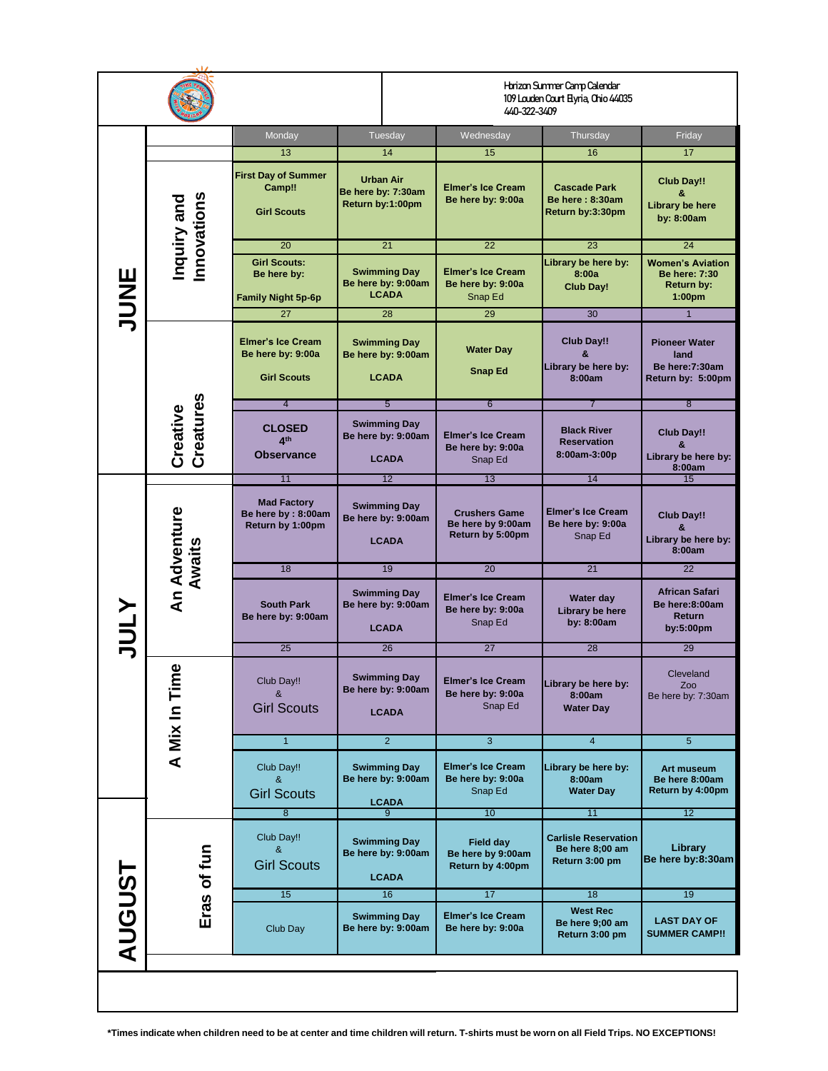Horizon Summer Camp Calendar
109 Louden Court Elyria, Ohio 44035
440-322-3409

| Month | Theme | Monday | Tuesday | Wednesday | Thursday | Friday |
|---|---|---|---|---|---|---|
| JUNE | Inquiry and Innovations | 13 | 14 | 15 | 16 | 17 |
| | | **First Day of Summer Camp!!** **Girl Scouts** | **Urban Air** **Be here by: 7:30am** **Return by:1:00pm** | **Elmer's Ice Cream** **Be here by: 9:00a** | **Cascade Park** **Be here : 8:30am** **Return by:3:30pm** | **Club Day!!** **&** **Library be here by: 8:00am** |
| | | 20 | 21 | 22 | 23 | 24 |
| | | **Girl Scouts:** **Be here by:** **Family Night 5p-6p** | **Swimming Day** **Be here by: 9:00am** **LCADA** | **Elmer's Ice Cream** **Be here by: 9:00a** Snap Ed | **Library be here by: 8:00a** **Club Day!** | **Women's Aviation** **Be here: 7:30** **Return by: 1:00pm** |
| | Creative Creatures | 27 | 28 | 29 | 30 | 1 |
| | | **Elmer's Ice Cream** **Be here by: 9:00a** **Girl Scouts** | **Swimming Day** **Be here by: 9:00am** **LCADA** | **Water Day** **Snap Ed** | **Club Day!!** **&** **Library be here by: 8:00am** | **Pioneer Water land** **Be here:7:30am** **Return by: 5:00pm** |
| | | 4 | 5 | 6 | 7 | 8 |
| | | **CLOSED** **4th** **Observance** | **Swimming Day** **Be here by: 9:00am** **LCADA** | **Elmer's Ice Cream** **Be here by: 9:00a** Snap Ed | **Black River Reservation** **8:00am-3:00p** | **Club Day!!** **&** **Library be here by: 8:00am** |
| JULY | An Adventure Awaits | 11 | 12 | 13 | 14 | 15 |
| | | **Mad Factory** **Be here by : 8:00am** **Return by 1:00pm** | **Swimming Day** **Be here by: 9:00am** **LCADA** | **Crushers Game** **Be here by 9:00am** **Return by 5:00pm** | **Elmer's Ice Cream** **Be here by: 9:00a** Snap Ed | **Club Day!!** **&** **Library be here by: 8:00am** |
| | | 18 | 19 | 20 | 21 | 22 |
| | | **South Park** **Be here by: 9:00am** | **Swimming Day** **Be here by: 9:00am** **LCADA** | **Elmer's Ice Cream** **Be here by: 9:00a** Snap Ed | **Water day** **Library be here by: 8:00am** | **African Safari** **Be here:8:00am** **Return by:5:00pm** |
| | A Mix In Time | 25 | 26 | 27 | 28 | 29 |
| | | Club Day!! & Girl Scouts | **Swimming Day** **Be here by: 9:00am** **LCADA** | **Elmer's Ice Cream** **Be here by: 9:00a** Snap Ed | **Library be here by: 8:00am** **Water Day** | Cleveland Zoo Be here by: 7:30am |
| AUGUST | | 1 | 2 | 3 | 4 | 5 |
| | | Club Day!! & Girl Scouts | **Swimming Day** **Be here by: 9:00am** **LCADA** | **Elmer's Ice Cream** **Be here by: 9:00a** Snap Ed | **Library be here by: 8:00am** **Water Day** | **Art museum** **Be here 8:00am** **Return by 4:00pm** |
| | Eras of fun | 8 | 9 | 10 | 11 | 12 |
| | | Club Day!! & Girl Scouts | **Swimming Day** **Be here by: 9:00am** **LCADA** | **Field day** **Be here by 9:00am** **Return by 4:00pm** | **Carlisle Reservation** **Be here 8;00 am** **Return 3:00 pm** | **Library** **Be here by:8:30am** |
| | | 15 | 16 | 17 | 18 | 19 |
| | | Club Day | **Swimming Day** **Be here by: 9:00am** | **Elmer's Ice Cream** **Be here by: 9:00a** | **West Rec** **Be here 9;00 am** **Return 3:00 pm** | **LAST DAY OF SUMMER CAMP!!** |

**\*Times indicate when children need to be at center and time children will return. T-shirts must be worn on all Field Trips. NO EXCEPTIONS!**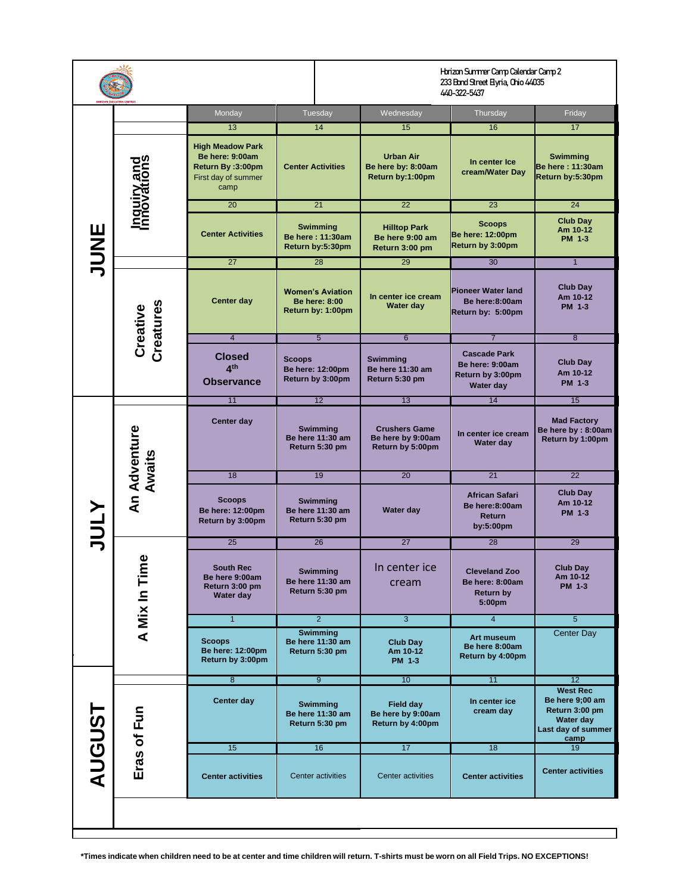Horizon Summer Camp Calendar Camp 2
233 Bond Street Elyria, Ohio 44035
440-322-5437

| Month | Theme | Monday | Tuesday | Wednesday | Thursday | Friday |
|---|---|---|---|---|---|---|
| JUNE | Inquiry and Innovations | 13 | 14 | 15 | 16 | 17 |
| | | **High Meadow Park** **Be here: 9:00am** **Return By :3:00pm** First day of summer camp | **Center Activities** | **Urban Air** **Be here by: 8:00am** **Return by:1:00pm** | **In center Ice cream/Water Day** | **Swimming** **Be here : 11:30am** **Return by:5:30pm** |
| | | 20 | 21 | 22 | 23 | 24 |
| | | **Center Activities** | **Swimming** **Be here : 11:30am** **Return by:5:30pm** | **Hilltop Park** **Be here 9:00 am** **Return 3:00 pm** | **Scoops** **Be here: 12:00pm** **Return by 3:00pm** | **Club Day** **Am 10-12** **PM 1-3** |
| | Creative Creatures | 27 | 28 | 29 | 30 | 1 |
| | | **Center day** | **Women's Aviation** **Be here: 8:00** **Return by: 1:00pm** | **In center ice cream Water day** | **Pioneer Water land** **Be here:8:00am** **Return by: 5:00pm** | **Club Day** **Am 10-12** **PM 1-3** |
| | | 4 | 5 | 6 | 7 | 8 |
| | | **Closed 4th Observance** | **Scoops** **Be here: 12:00pm** **Return by 3:00pm** | **Swimming** **Be here 11:30 am** **Return 5:30 pm** | **Cascade Park** **Be here: 9:00am** **Return by 3:00pm** **Water day** | **Club Day** **Am 10-12** **PM 1-3** |
| JULY | An Adventure Awaits | 11 | 12 | 13 | 14 | 15 |
| | | **Center day** | **Swimming** **Be here 11:30 am** **Return 5:30 pm** | **Crushers Game** **Be here by 9:00am** **Return by 5:00pm** | **In center ice cream Water day** | **Mad Factory** **Be here by : 8:00am** **Return by 1:00pm** |
| | | 18 | 19 | 20 | 21 | 22 |
| | | **Scoops** **Be here: 12:00pm** **Return by 3:00pm** | **Swimming** **Be here 11:30 am** **Return 5:30 pm** | **Water day** | **African Safari** **Be here:8:00am** **Return by:5:00pm** | **Club Day** **Am 10-12** **PM 1-3** |
| | A Mix In Time | 25 | 26 | 27 | 28 | 29 |
| | | **South Rec** **Be here 9:00am** **Return 3:00 pm** **Water day** | **Swimming** **Be here 11:30 am** **Return 5:30 pm** | In center ice cream | **Cleveland Zoo** **Be here: 8:00am** **Return by 5:00pm** | **Club Day** **Am 10-12** **PM 1-3** |
| | | 1 | 2 | 3 | 4 | 5 |
| | | **Scoops** **Be here: 12:00pm** **Return by 3:00pm** | **Swimming** **Be here 11:30 am** **Return 5:30 pm** | **Club Day** **Am 10-12** **PM 1-3** | **Art museum** **Be here 8:00am** **Return by 4:00pm** | Center Day |
| AUGUST | Eras of Fun | 8 | 9 | 10 | 11 | 12 |
| | | **Center day** | **Swimming** **Be here 11:30 am** **Return 5:30 pm** | **Field day** **Be here by 9:00am** **Return by 4:00pm** | **In center ice cream day** | **West Rec** **Be here 9;00 am** **Return 3:00 pm** **Water day** **Last day of summer camp** |
| | | 15 | 16 | 17 | 18 | 19 |
| | | **Center activities** | Center activities | Center activities | **Center activities** | **Center activities** |

***Times indicate when children need to be at center and time children will return. T-shirts must be worn on all Field Trips. NO EXCEPTIONS!**